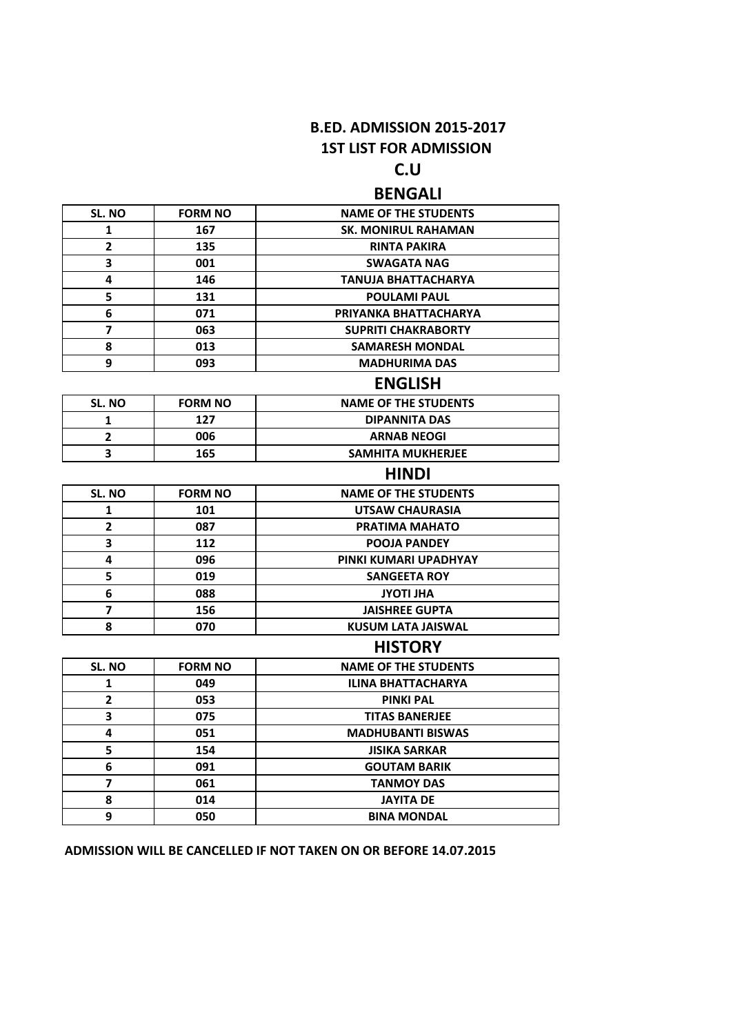# B.ED. ADMISSION 2015-2017

## 1ST LIST FOR ADMISSION

## C.U

### BENGALI

| SL. NO | FORM NO | NAME OF THE STUDENTS |
|---|---|---|
| 1 | 167 | SK. MONIRUL RAHAMAN |
| 2 | 135 | RINTA PAKIRA |
| 3 | 001 | SWAGATA NAG |
| 4 | 146 | TANUJA BHATTACHARYA |
| 5 | 131 | POULAMI PAUL |
| 6 | 071 | PRIYANKA BHATTACHARYA |
| 7 | 063 | SUPRITI CHAKRABORTY |
| 8 | 013 | SAMARESH MONDAL |
| 9 | 093 | MADHURIMA DAS |

### ENGLISH

| SL. NO | FORM NO | NAME OF THE STUDENTS |
|---|---|---|
| 1 | 127 | DIPANNITA DAS |
| 2 | 006 | ARNAB NEOGI |
| 3 | 165 | SAMHITA MUKHERJEE |

### HINDI

| SL. NO | FORM NO | NAME OF THE STUDENTS |
|---|---|---|
| 1 | 101 | UTSAW CHAURASIA |
| 2 | 087 | PRATIMA MAHATO |
| 3 | 112 | POOJA PANDEY |
| 4 | 096 | PINKI KUMARI UPADHYAY |
| 5 | 019 | SANGEETA ROY |
| 6 | 088 | JYOTI JHA |
| 7 | 156 | JAISHREE GUPTA |
| 8 | 070 | KUSUM LATA JAISWAL |

### HISTORY

| SL. NO | FORM NO | NAME OF THE STUDENTS |
|---|---|---|
| 1 | 049 | ILINA BHATTACHARYA |
| 2 | 053 | PINKI PAL |
| 3 | 075 | TITAS BANERJEE |
| 4 | 051 | MADHUBANTI BISWAS |
| 5 | 154 | JISIKA SARKAR |
| 6 | 091 | GOUTAM BARIK |
| 7 | 061 | TANMOY DAS |
| 8 | 014 | JAYITA DE |
| 9 | 050 | BINA MONDAL |

**ADMISSION WILL BE CANCELLED IF NOT TAKEN ON OR BEFORE 14.07.2015**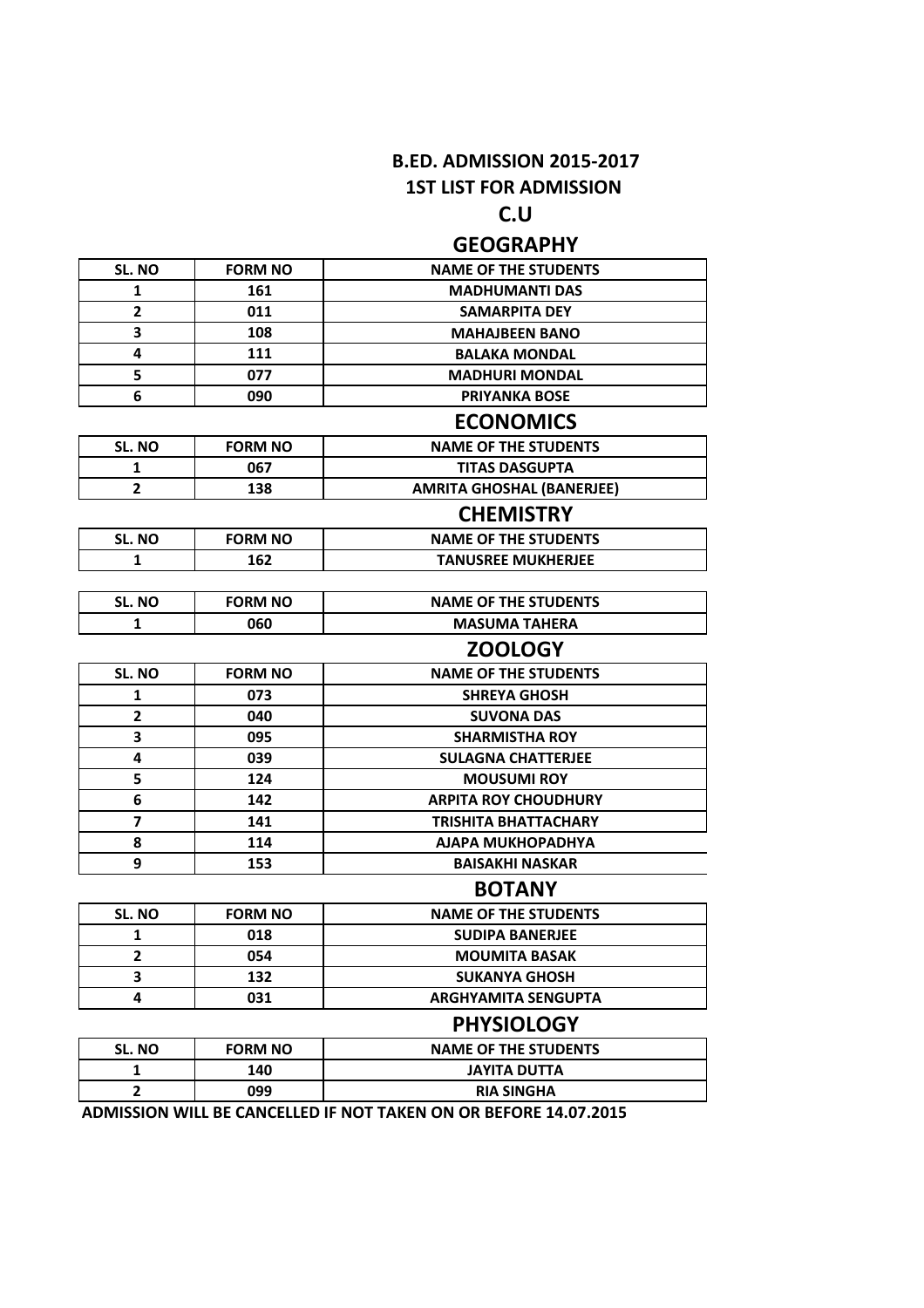# B.ED. ADMISSION 2015-2017

## 1ST LIST FOR ADMISSION

## C.U

### GEOGRAPHY

| SL. NO | FORM NO | NAME OF THE STUDENTS |
|---|---|---|
| 1 | 161 | MADHUMANTI DAS |
| 2 | 011 | SAMARPITA DEY |
| 3 | 108 | MAHAJBEEN BANO |
| 4 | 111 | BALAKA MONDAL |
| 5 | 077 | MADHURI MONDAL |
| 6 | 090 | PRIYANKA BOSE |

### ECONOMICS

| SL. NO | FORM NO | NAME OF THE STUDENTS |
|---|---|---|
| 1 | 067 | TITAS DASGUPTA |
| 2 | 138 | AMRITA GHOSHAL (BANERJEE) |

### CHEMISTRY

| SL. NO | FORM NO | NAME OF THE STUDENTS |
|---|---|---|
| 1 | 162 | TANUSREE MUKHERJEE |

| SL. NO | FORM NO | NAME OF THE STUDENTS |
|---|---|---|
| 1 | 060 | MASUMA TAHERA |

### ZOOLOGY

| SL. NO | FORM NO | NAME OF THE STUDENTS |
|---|---|---|
| 1 | 073 | SHREYA GHOSH |
| 2 | 040 | SUVONA DAS |
| 3 | 095 | SHARMISTHA ROY |
| 4 | 039 | SULAGNA CHATTERJEE |
| 5 | 124 | MOUSUMI ROY |
| 6 | 142 | ARPITA ROY CHOUDHURY |
| 7 | 141 | TRISHITA BHATTACHARY |
| 8 | 114 | AJAPA MUKHOPADHYA |
| 9 | 153 | BAISAKHI NASKAR |

### BOTANY

| SL. NO | FORM NO | NAME OF THE STUDENTS |
|---|---|---|
| 1 | 018 | SUDIPA BANERJEE |
| 2 | 054 | MOUMITA BASAK |
| 3 | 132 | SUKANYA GHOSH |
| 4 | 031 | ARGHYAMITA SENGUPTA |

### PHYSIOLOGY

| SL. NO | FORM NO | NAME OF THE STUDENTS |
|---|---|---|
| 1 | 140 | JAYITA DUTTA |
| 2 | 099 | RIA SINGHA |

**ADMISSION WILL BE CANCELLED IF NOT TAKEN ON OR BEFORE 14.07.2015**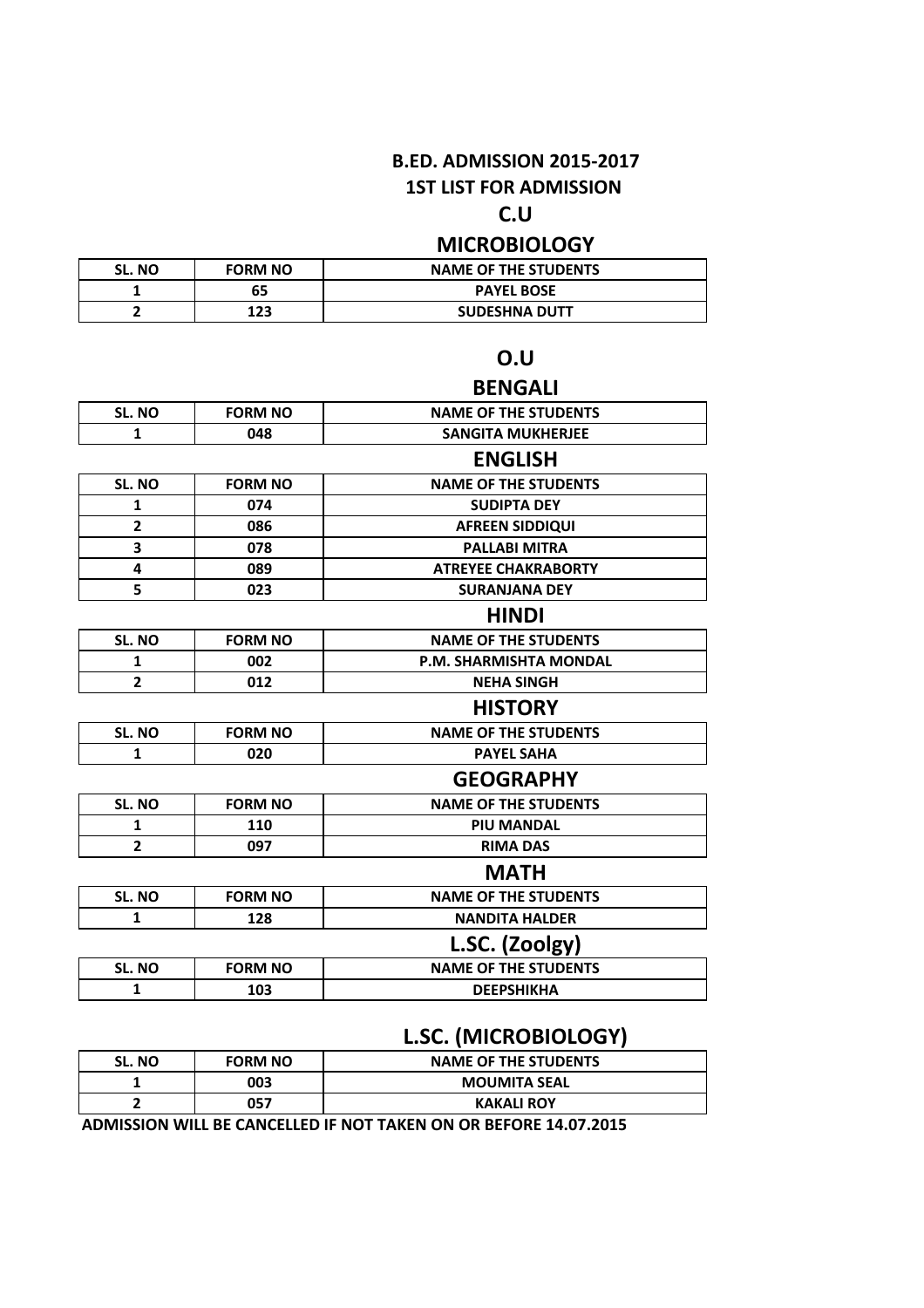# B.ED. ADMISSION 2015-2017

## 1ST LIST FOR ADMISSION

## C.U

### MICROBIOLOGY

| SL. NO | FORM NO | NAME OF THE STUDENTS |
|---|---|---|
| 1 | 65 | PAYEL BOSE |
| 2 | 123 | SUDESHNA DUTT |

## O.U

### BENGALI

| SL. NO | FORM NO | NAME OF THE STUDENTS |
|---|---|---|
| 1 | 048 | SANGITA MUKHERJEE |

### ENGLISH

| SL. NO | FORM NO | NAME OF THE STUDENTS |
|---|---|---|
| 1 | 074 | SUDIPTA DEY |
| 2 | 086 | AFREEN SIDDIQUI |
| 3 | 078 | PALLABI MITRA |
| 4 | 089 | ATREYEE CHAKRABORTY |
| 5 | 023 | SURANJANA DEY |

### HINDI

| SL. NO | FORM NO | NAME OF THE STUDENTS |
|---|---|---|
| 1 | 002 | P.M. SHARMISHTA MONDAL |
| 2 | 012 | NEHA SINGH |

### HISTORY

| SL. NO | FORM NO | NAME OF THE STUDENTS |
|---|---|---|
| 1 | 020 | PAYEL SAHA |

### GEOGRAPHY

| SL. NO | FORM NO | NAME OF THE STUDENTS |
|---|---|---|
| 1 | 110 | PIU MANDAL |
| 2 | 097 | RIMA DAS |

### MATH

| SL. NO | FORM NO | NAME OF THE STUDENTS |
|---|---|---|
| 1 | 128 | NANDITA HALDER |

### L.SC. (Zoolgy)

| SL. NO | FORM NO | NAME OF THE STUDENTS |
|---|---|---|
| 1 | 103 | DEEPSHIKHA |

### L.SC. (MICROBIOLOGY)

| SL. NO | FORM NO | NAME OF THE STUDENTS |
|---|---|---|
| 1 | 003 | MOUMITA SEAL |
| 2 | 057 | KAKALI ROY |

**ADMISSION WILL BE CANCELLED IF NOT TAKEN ON OR BEFORE 14.07.2015**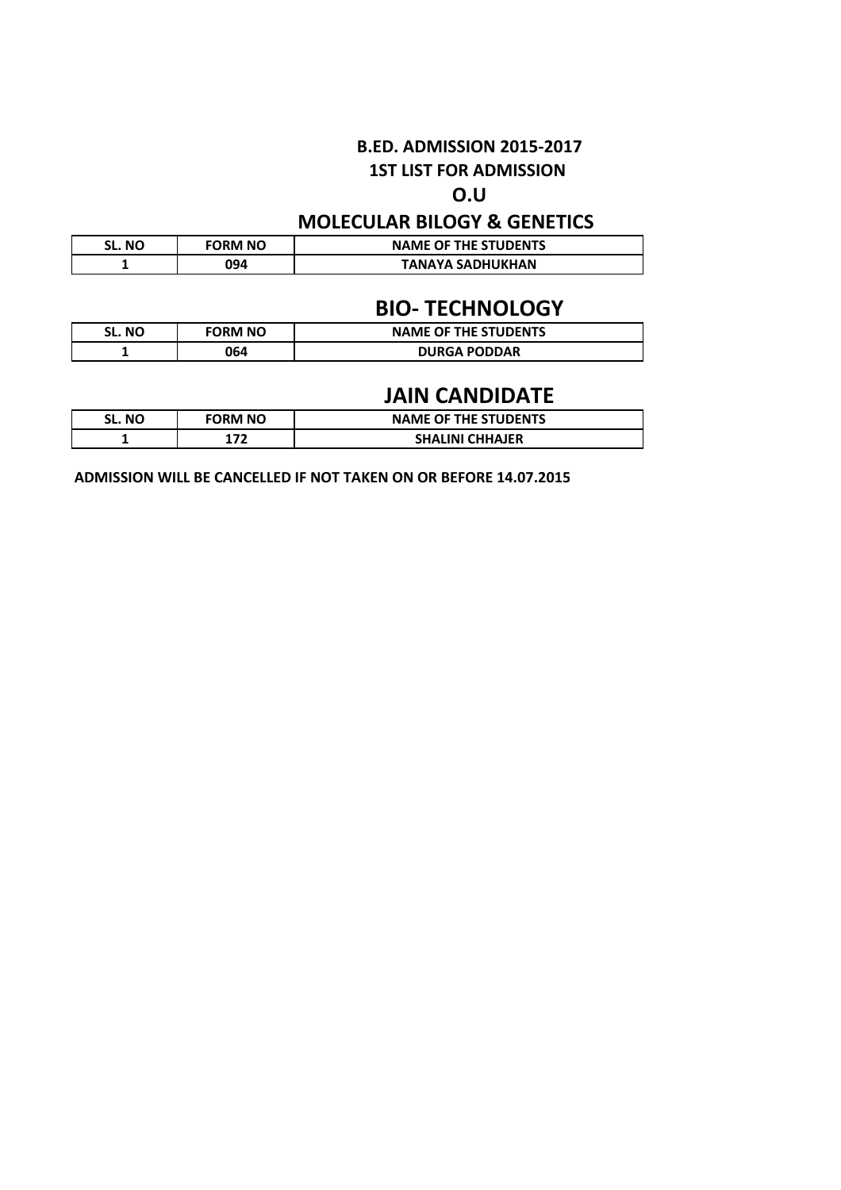# B.ED. ADMISSION 2015-2017

## 1ST LIST FOR ADMISSION

## O.U

## MOLECULAR BILOGY & GENETICS

| SL. NO | FORM NO | NAME OF THE STUDENTS |
| --- | --- | --- |
| 1 | 094 | TANAYA SADHUKHAN |

## BIO- TECHNOLOGY

| SL. NO | FORM NO | NAME OF THE STUDENTS |
| --- | --- | --- |
| 1 | 064 | DURGA PODDAR |

## JAIN CANDIDATE

| SL. NO | FORM NO | NAME OF THE STUDENTS |
| --- | --- | --- |
| 1 | 172 | SHALINI CHHAJER |

**ADMISSION WILL BE CANCELLED IF NOT TAKEN ON OR BEFORE 14.07.2015**